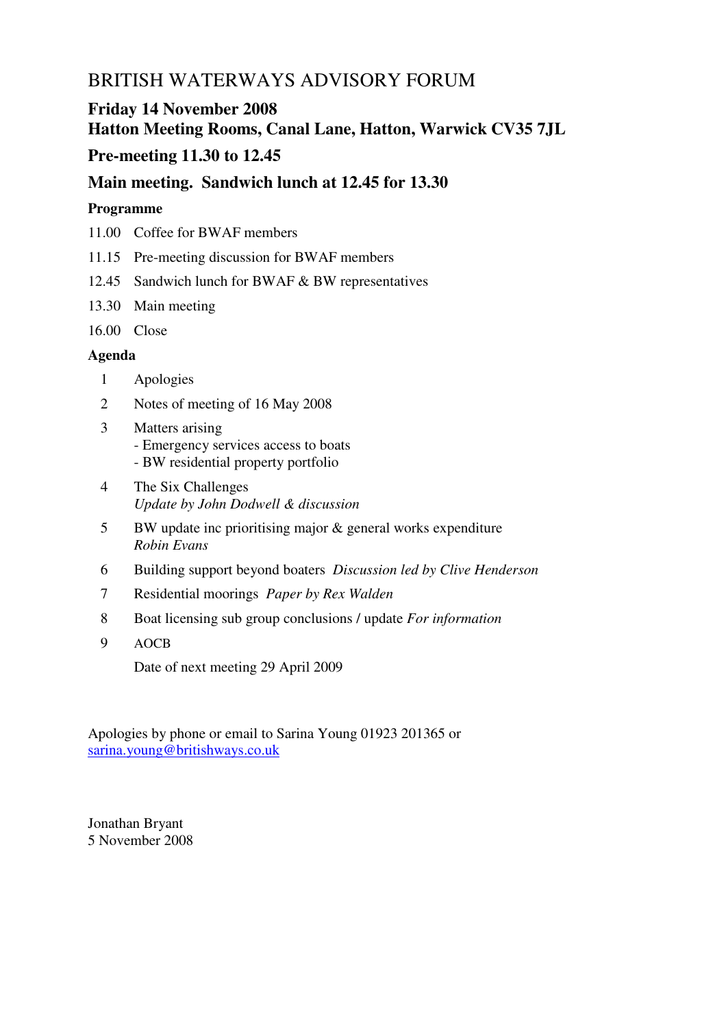# BRITISH WATERWAYS ADVISORY FORUM

## Friday 14 November 2008
## Hatton Meeting Rooms, Canal Lane, Hatton, Warwick CV35 7JL

## Pre-meeting 11.30 to 12.45

## Main meeting. Sandwich lunch at 12.45 for 13.30

### Programme

11.00 Coffee for BWAF members

11.15 Pre-meeting discussion for BWAF members

12.45 Sandwich lunch for BWAF & BW representatives

13.30 Main meeting

16.00 Close

### Agenda

1 Apologies

2 Notes of meeting of 16 May 2008

3 Matters arising
- Emergency services access to boats
- BW residential property portfolio

4 The Six Challenges
*Update by John Dodwell & discussion*

5 BW update inc prioritising major & general works expenditure
*Robin Evans*

6 Building support beyond boaters *Discussion led by Clive Henderson*

7 Residential moorings *Paper by Rex Walden*

8 Boat licensing sub group conclusions / update *For information*

9 AOCB

Date of next meeting 29 April 2009

Apologies by phone or email to Sarina Young 01923 201365 or
sarina.young@britishways.co.uk

Jonathan Bryant
5 November 2008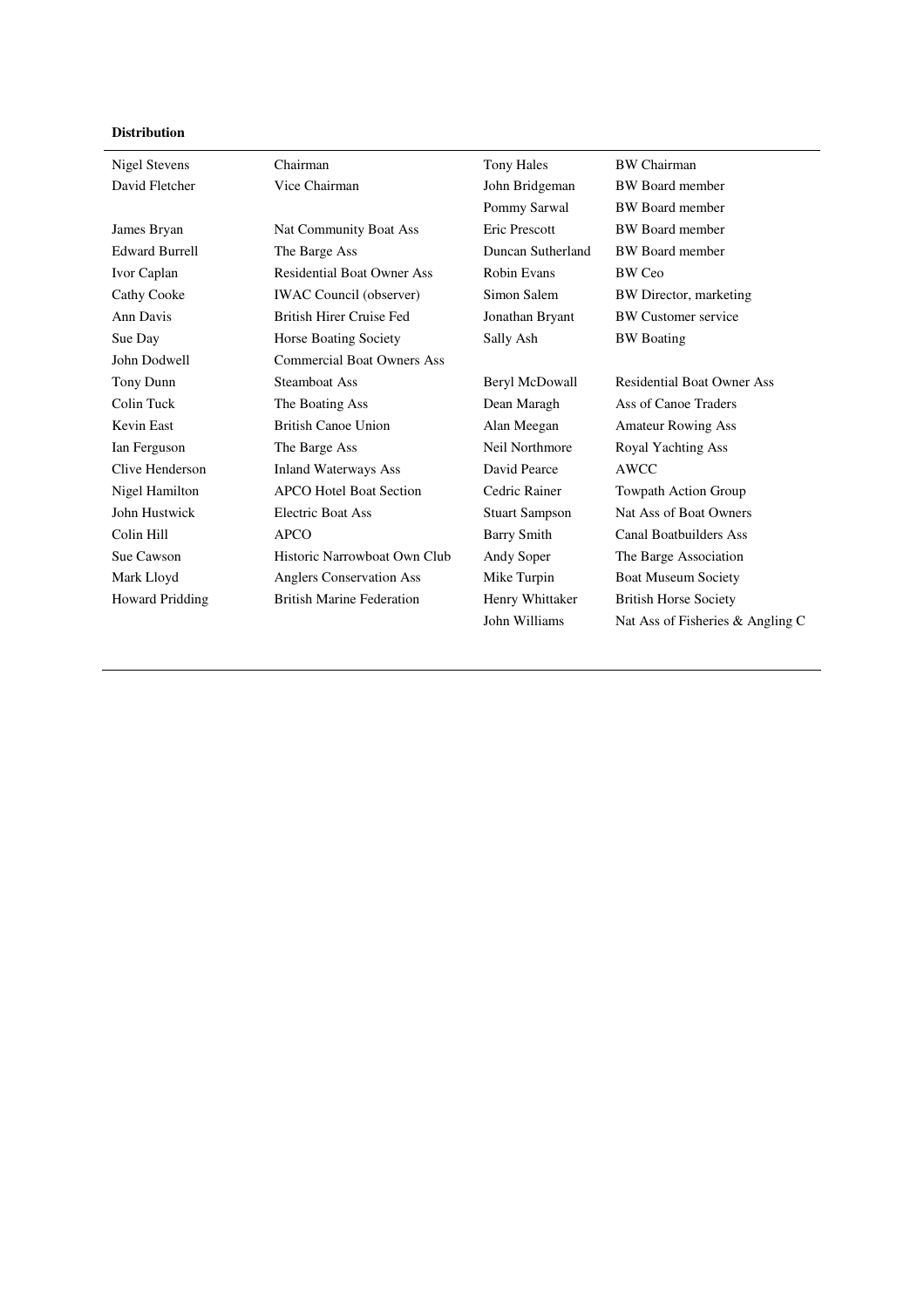**Distribution**

| | | | |
|---|---|---|---|
| Nigel Stevens | Chairman | Tony Hales | BW Chairman |
| David Fletcher | Vice Chairman | John Bridgeman | BW Board member |
| | | Pommy Sarwal | BW Board member |
| James Bryan | Nat Community Boat Ass | Eric Prescott | BW Board member |
| Edward Burrell | The Barge Ass | Duncan Sutherland | BW Board member |
| Ivor Caplan | Residential Boat Owner Ass | Robin Evans | BW Ceo |
| Cathy Cooke | IWAC Council (observer) | Simon Salem | BW Director, marketing |
| Ann Davis | British Hirer Cruise Fed | Jonathan Bryant | BW Customer service |
| Sue Day | Horse Boating Society | Sally Ash | BW Boating |
| John Dodwell | Commercial Boat Owners Ass | | |
| Tony Dunn | Steamboat Ass | Beryl McDowall | Residential Boat Owner Ass |
| Colin Tuck | The Boating Ass | Dean Maragh | Ass of Canoe Traders |
| Kevin East | British Canoe Union | Alan Meegan | Amateur Rowing Ass |
| Ian Ferguson | The Barge Ass | Neil Northmore | Royal Yachting Ass |
| Clive Henderson | Inland Waterways Ass | David Pearce | AWCC |
| Nigel Hamilton | APCO Hotel Boat Section | Cedric Rainer | Towpath Action Group |
| John Hustwick | Electric Boat Ass | Stuart Sampson | Nat Ass of Boat Owners |
| Colin Hill | APCO | Barry Smith | Canal Boatbuilders Ass |
| Sue Cawson | Historic Narrowboat Own Club | Andy Soper | The Barge Association |
| Mark Lloyd | Anglers Conservation Ass | Mike Turpin | Boat Museum Society |
| Howard Pridding | British Marine Federation | Henry Whittaker | British Horse Society |
| | | John Williams | Nat Ass of Fisheries & Angling C |